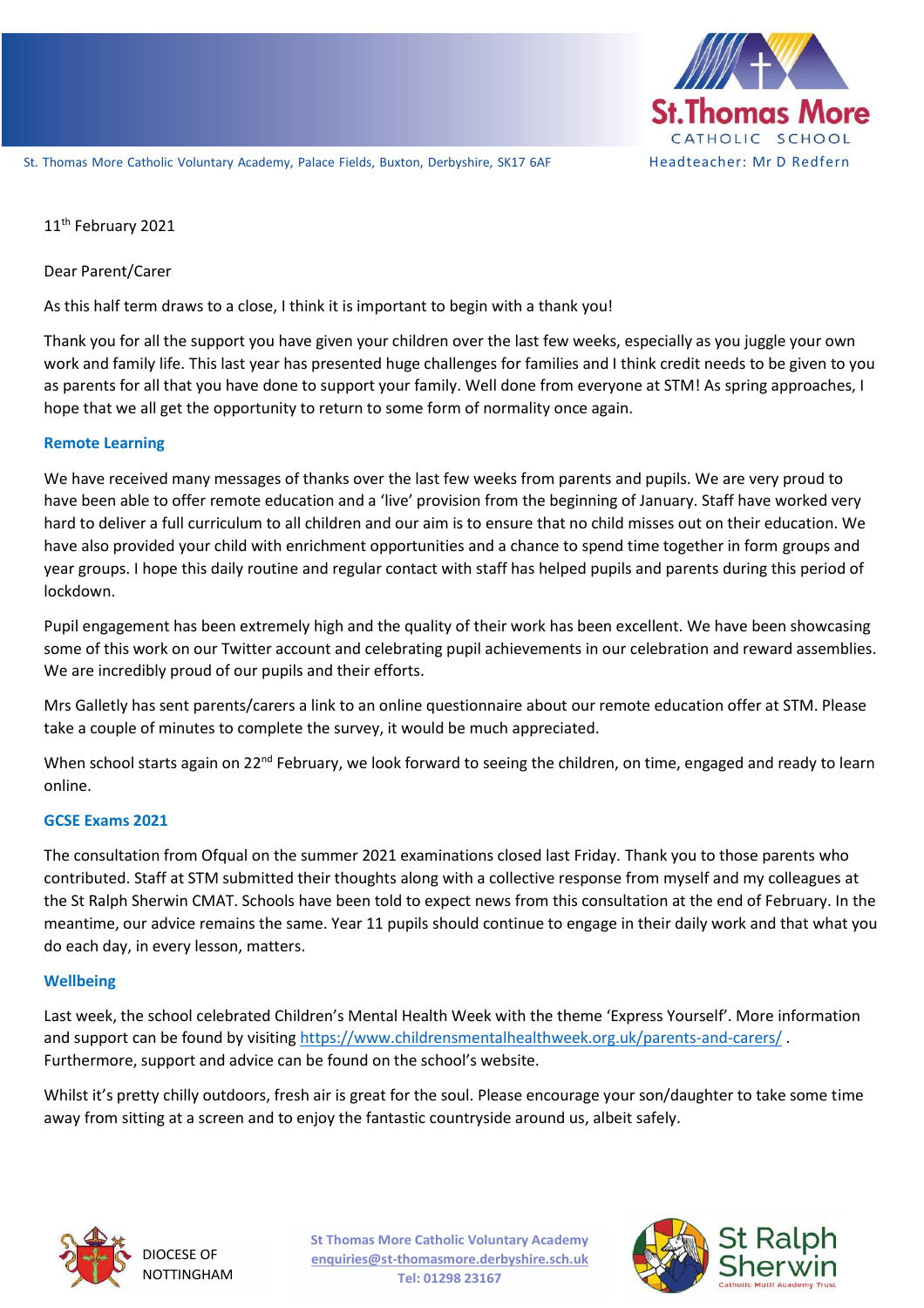St. Thomas More Catholic Voluntary Academy, Palace Fields, Buxton, Derbyshire, SK17 6AF

Headteacher: Mr D Redfern

11th February 2021

Dear Parent/Carer

As this half term draws to a close, I think it is important to begin with a thank you!

Thank you for all the support you have given your children over the last few weeks, especially as you juggle your own work and family life. This last year has presented huge challenges for families and I think credit needs to be given to you as parents for all that you have done to support your family. Well done from everyone at STM! As spring approaches, I hope that we all get the opportunity to return to some form of normality once again.

## Remote Learning

We have received many messages of thanks over the last few weeks from parents and pupils. We are very proud to have been able to offer remote education and a 'live' provision from the beginning of January. Staff have worked very hard to deliver a full curriculum to all children and our aim is to ensure that no child misses out on their education. We have also provided your child with enrichment opportunities and a chance to spend time together in form groups and year groups. I hope this daily routine and regular contact with staff has helped pupils and parents during this period of lockdown.

Pupil engagement has been extremely high and the quality of their work has been excellent. We have been showcasing some of this work on our Twitter account and celebrating pupil achievements in our celebration and reward assemblies. We are incredibly proud of our pupils and their efforts.

Mrs Galletly has sent parents/carers a link to an online questionnaire about our remote education offer at STM. Please take a couple of minutes to complete the survey, it would be much appreciated.

When school starts again on 22nd February, we look forward to seeing the children, on time, engaged and ready to learn online.

## GCSE Exams 2021

The consultation from Ofqual on the summer 2021 examinations closed last Friday. Thank you to those parents who contributed. Staff at STM submitted their thoughts along with a collective response from myself and my colleagues at the St Ralph Sherwin CMAT. Schools have been told to expect news from this consultation at the end of February. In the meantime, our advice remains the same. Year 11 pupils should continue to engage in their daily work and that what you do each day, in every lesson, matters.

## Wellbeing

Last week, the school celebrated Children's Mental Health Week with the theme 'Express Yourself'. More information and support can be found by visiting https://www.childrensmentalhealthweek.org.uk/parents-and-carers/ . Furthermore, support and advice can be found on the school's website.

Whilst it's pretty chilly outdoors, fresh air is great for the soul. Please encourage your son/daughter to take some time away from sitting at a screen and to enjoy the fantastic countryside around us, albeit safely.

DIOCESE OF NOTTINGHAM

St Thomas More Catholic Voluntary Academy
enquiries@st-thomasmore.derbyshire.sch.uk
Tel: 01298 23167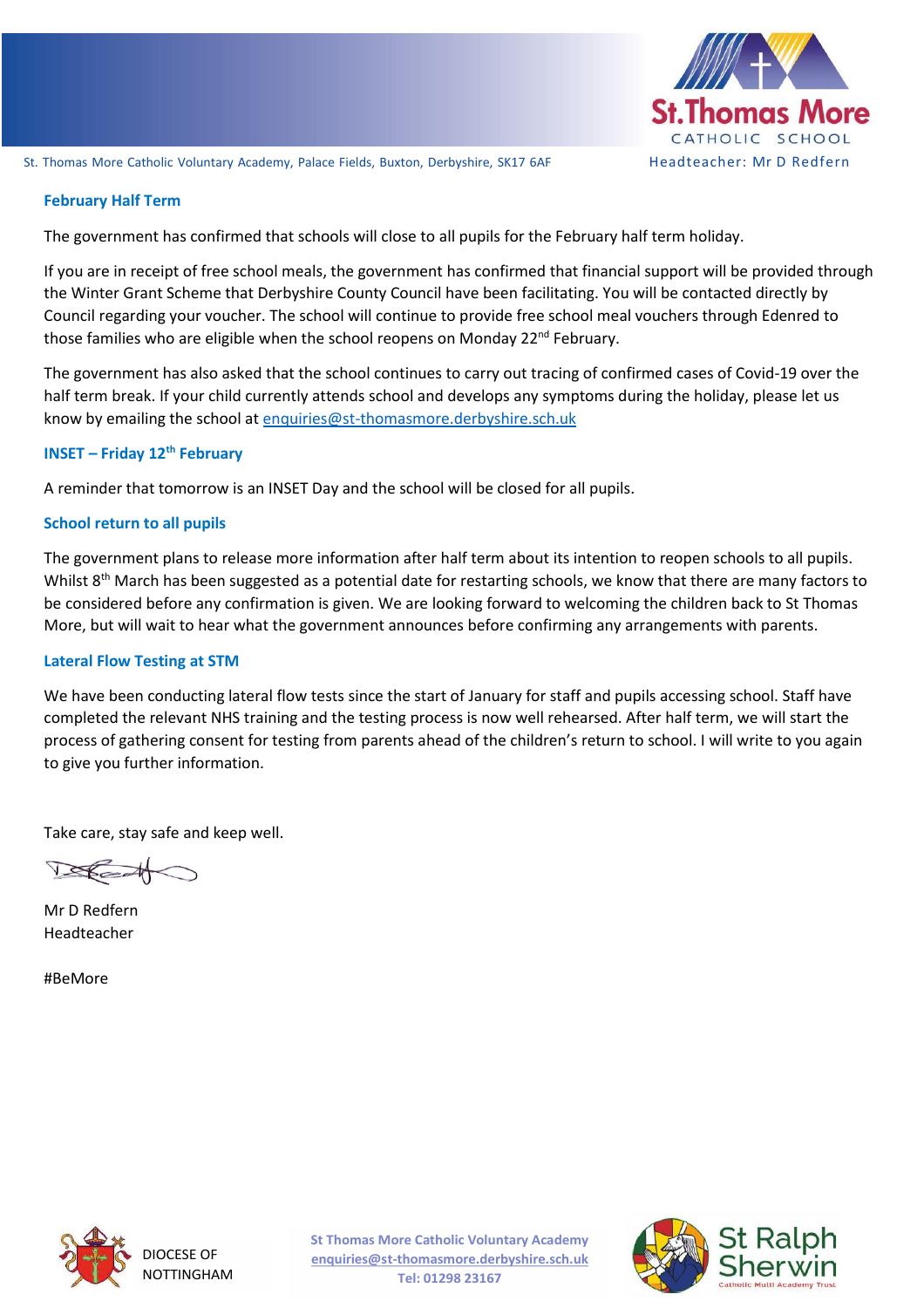### February Half Term

The government has confirmed that schools will close to all pupils for the February half term holiday.

If you are in receipt of free school meals, the government has confirmed that financial support will be provided through the Winter Grant Scheme that Derbyshire County Council have been facilitating. You will be contacted directly by Council regarding your voucher. The school will continue to provide free school meal vouchers through Edenred to those families who are eligible when the school reopens on Monday 22nd February.

The government has also asked that the school continues to carry out tracing of confirmed cases of Covid-19 over the half term break. If your child currently attends school and develops any symptoms during the holiday, please let us know by emailing the school at enquiries@st-thomasmore.derbyshire.sch.uk

### INSET – Friday 12th February

A reminder that tomorrow is an INSET Day and the school will be closed for all pupils.

### School return to all pupils

The government plans to release more information after half term about its intention to reopen schools to all pupils. Whilst 8th March has been suggested as a potential date for restarting schools, we know that there are many factors to be considered before any confirmation is given. We are looking forward to welcoming the children back to St Thomas More, but will wait to hear what the government announces before confirming any arrangements with parents.

### Lateral Flow Testing at STM

We have been conducting lateral flow tests since the start of January for staff and pupils accessing school. Staff have completed the relevant NHS training and the testing process is now well rehearsed. After half term, we will start the process of gathering consent for testing from parents ahead of the children's return to school. I will write to you again to give you further information.

Take care, stay safe and keep well.

Mr D Redfern
Headteacher

#BeMore